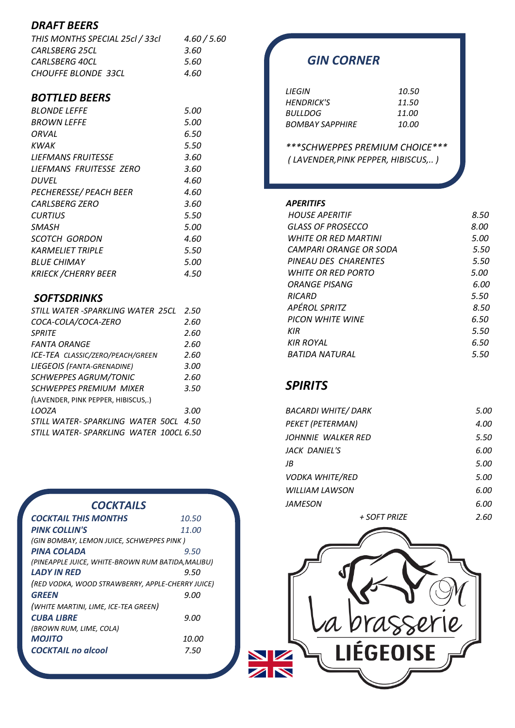## *DRAFT BEERS*

| | |
|---|---|
| *THIS MONTHS SPECIAL 25cl / 33cl* | *4.60 / 5.60* |
| *CARLSBERG 25CL* | *3.60* |
| *CARLSBERG 40CL* | *5.60* |
| *CHOUFFE BLONDE 33CL* | *4.60* |

## *BOTTLED BEERS*

| | |
|---|---|
| *BLONDE LEFFE* | *5.00* |
| *BROWN LEFFE* | *5.00* |
| *ORVAL* | *6.50* |
| *KWAK* | *5.50* |
| *LIEFMANS FRUITESSE* | *3.60* |
| *LIEFMANS FRUITESSE ZERO* | *3.60* |
| *DUVEL* | *4.60* |
| *PECHERESSE/ PEACH BEER* | *4.60* |
| *CARLSBERG ZERO* | *3.60* |
| *CURTIUS* | *5.50* |
| *SMASH* | *5.00* |
| *SCOTCH GORDON* | *4.60* |
| *KARMELIET TRIPLE* | *5.50* |
| *BLUE CHIMAY* | *5.00* |
| *KRIECK /CHERRY BEER* | *4.50* |

## *SOFTSDRINKS*

| | |
|---|---|
| *STILL WATER -SPARKLING WATER 25CL* | *2.50* |
| *COCA-COLA/COCA-ZERO* | *2.60* |
| *SPRITE* | *2.60* |
| *FANTA ORANGE* | *2.60* |
| *ICE-TEA CLASSIC/ZERO/PEACH/GREEN* | *2.60* |
| *LIEGEOIS (FANTA-GRENADINE)* | *3.00* |
| *SCHWEPPES AGRUM/TONIC* | *2.60* |
| *SCHWEPPES PREMIUM MIXER* (LAVENDER, PINK PEPPER, HIBISCUS,.) | *3.50* |
| *LOOZA* | *3.00* |
| *STILL WATER- SPARKLING WATER 50CL* | *4.50* |
| *STILL WATER- SPARKLING WATER 100CL* | *6.50* |

## *COCKTAILS*

| | |
|---|---|
| ***COCKTAIL THIS MONTHS*** | *10.50* |
| ***PINK COLLIN'S*** *(GIN BOMBAY, LEMON JUICE, SCHWEPPES PINK )* | *11.00* |
| ***PINA COLADA*** *(PINEAPPLE JUICE, WHITE-BROWN RUM BATIDA,MALIBU)* | *9.50* |
| ***LADY IN RED*** *(RED VODKA, WOOD STRAWBERRY, APPLE-CHERRY JUICE)* | *9.50* |
| ***GREEN*** *(WHITE MARTINI, LIME, ICE-TEA GREEN)* | *9.00* |
| ***CUBA LIBRE*** *(BROWN RUM, LIME, COLA)* | *9.00* |
| ***MOJITO*** | *10.00* |
| ***COCKTAIL no alcool*** | *7.50* |

## *GIN CORNER*

| | |
|---|---|
| *LIEGIN* | *10.50* |
| *HENDRICK'S* | *11.50* |
| *BULLDOG* | *11.00* |
| *BOMBAY SAPPHIRE* | *10.00* |

****SCHWEPPES PREMIUM CHOICE****
*( LAVENDER,PINK PEPPER, HIBISCUS,.. )*

### *APERITIFS*

| | |
|---|---|
| *HOUSE APERITIF* | *8.50* |
| *GLASS OF PROSECCO* | *8.00* |
| *WHITE OR RED MARTINI* | *5.00* |
| *CAMPARI ORANGE OR SODA* | *5.50* |
| *PINEAU DES CHARENTES* | *5.50* |
| *WHITE OR RED PORTO* | *5.00* |
| *ORANGE PISANG* | *6.00* |
| *RICARD* | *5.50* |
| *APÉROL SPRITZ* | *8.50* |
| *PICON WHITE WINE* | *6.50* |
| *KIR* | *5.50* |
| *KIR ROYAL* | *6.50* |
| *BATIDA NATURAL* | *5.50* |

## *SPIRITS*

| | |
|---|---|
| *BACARDI WHITE/ DARK* | *5.00* |
| *PEKET (PETERMAN)* | *4.00* |
| *JOHNNIE WALKER RED* | *5.50* |
| *JACK DANIEL'S* | *6.00* |
| *JB* | *5.00* |
| *VODKA WHITE/RED* | *5.00* |
| *WILLIAM LAWSON* | *6.00* |
| *JAMESON* | *6.00* |
| *+ SOFT PRIZE* | *2.60* |

La brasserie M LIÉGEOISE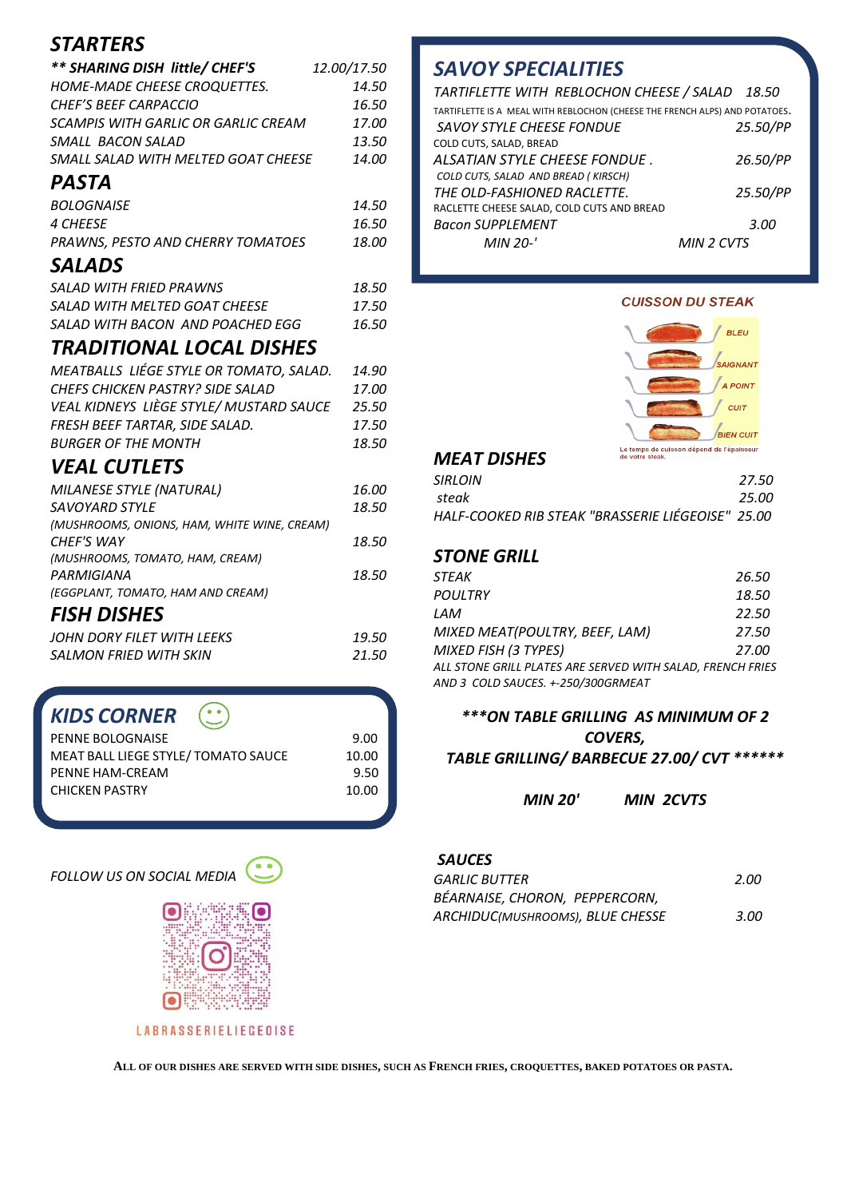## STARTERS

| | |
|---|---|
| ** SHARING DISH little/ CHEF'S | 12.00/17.50 |
| HOME-MADE CHEESE CROQUETTES. | 14.50 |
| CHEF'S BEEF CARPACCIO | 16.50 |
| SCAMPIS WITH GARLIC OR GARLIC CREAM | 17.00 |
| SMALL BACON SALAD | 13.50 |
| SMALL SALAD WITH MELTED GOAT CHEESE | 14.00 |

## PASTA

| | |
|---|---|
| BOLOGNAISE | 14.50 |
| 4 CHEESE | 16.50 |
| PRAWNS, PESTO AND CHERRY TOMATOES | 18.00 |

## SALADS

| | |
|---|---|
| SALAD WITH FRIED PRAWNS | 18.50 |
| SALAD WITH MELTED GOAT CHEESE | 17.50 |
| SALAD WITH BACON AND POACHED EGG | 16.50 |

## TRADITIONAL LOCAL DISHES

| | |
|---|---|
| MEATBALLS LIÉGE STYLE OR TOMATO, SALAD. | 14.90 |
| CHEFS CHICKEN PASTRY? SIDE SALAD | 17.00 |
| VEAL KIDNEYS LIÈGE STYLE/ MUSTARD SAUCE | 25.50 |
| FRESH BEEF TARTAR, SIDE SALAD. | 17.50 |
| BURGER OF THE MONTH | 18.50 |

## VEAL CUTLETS

| | |
|---|---|
| MILANESE STYLE (NATURAL) | 16.00 |
| SAVOYARD STYLE (MUSHROOMS, ONIONS, HAM, WHITE WINE, CREAM) | 18.50 |
| CHEF'S WAY (MUSHROOMS, TOMATO, HAM, CREAM) | 18.50 |
| PARMIGIANA (EGGPLANT, TOMATO, HAM AND CREAM) | 18.50 |

## FISH DISHES

| | |
|---|---|
| JOHN DORY FILET WITH LEEKS | 19.50 |
| SALMON FRIED WITH SKIN | 21.50 |

## KIDS CORNER

| | |
|---|---|
| PENNE BOLOGNAISE | 9.00 |
| MEAT BALL LIEGE STYLE/ TOMATO SAUCE | 10.00 |
| PENNE HAM-CREAM | 9.50 |
| CHICKEN PASTRY | 10.00 |

FOLLOW US ON SOCIAL MEDIA

LABRASSERIELIEGEOISE

## SAVOY SPECIALITIES

| | |
|---|---|
| TARTIFLETTE WITH REBLOCHON CHEESE / SALAD | 18.50 |

TARTIFLETTE IS A MEAL WITH REBLOCHON (CHEESE THE FRENCH ALPS) AND POTATOES.

| | |
|---|---|
| SAVOY STYLE CHEESE FONDUE (COLD CUTS, SALAD, BREAD) | 25.50/PP |
| ALSATIAN STYLE CHEESE FONDUE . (COLD CUTS, SALAD AND BREAD ( KIRSCH)) | 26.50/PP |
| THE OLD-FASHIONED RACLETTE. (RACLETTE CHEESE SALAD, COLD CUTS AND BREAD) | 25.50/PP |
| Bacon SUPPLEMENT | 3.00 |

MIN 20-' MIN 2 CVTS

CUISSON DU STEAK

BLEU
SAIGNANT
A POINT
CUIT
BIEN CUIT

Le temps de cuisson dépend de l'épaisseur de votre steak.

## MEAT DISHES

| | |
|---|---|
| SIRLOIN | 27.50 |
| steak | 25.00 |
| HALF-COOKED RIB STEAK "BRASSERIE LIÉGEOISE" | 25.00 |

## STONE GRILL

| | |
|---|---|
| STEAK | 26.50 |
| POULTRY | 18.50 |
| LAM | 22.50 |
| MIXED MEAT(POULTRY, BEEF, LAM) | 27.50 |
| MIXED FISH (3 TYPES) | 27.00 |

ALL STONE GRILL PLATES ARE SERVED WITH SALAD, FRENCH FRIES AND 3 COLD SAUCES. +-250/300GRMEAT

**\*\*\*ON TABLE GRILLING AS MINIMUM OF 2 COVERS,**
**TABLE GRILLING/ BARBECUE 27.00/ CVT \*\*\*\*\*\***

**MIN 20' MIN 2CVTS**

## SAUCES

| | |
|---|---|
| GARLIC BUTTER | 2.00 |
| BÉARNAISE, CHORON, PEPPERCORN, ARCHIDUC(MUSHROOMS), BLUE CHESSE | 3.00 |

ALL OF OUR DISHES ARE SERVED WITH SIDE DISHES, SUCH AS FRENCH FRIES, CROQUETTES, BAKED POTATOES OR PASTA.